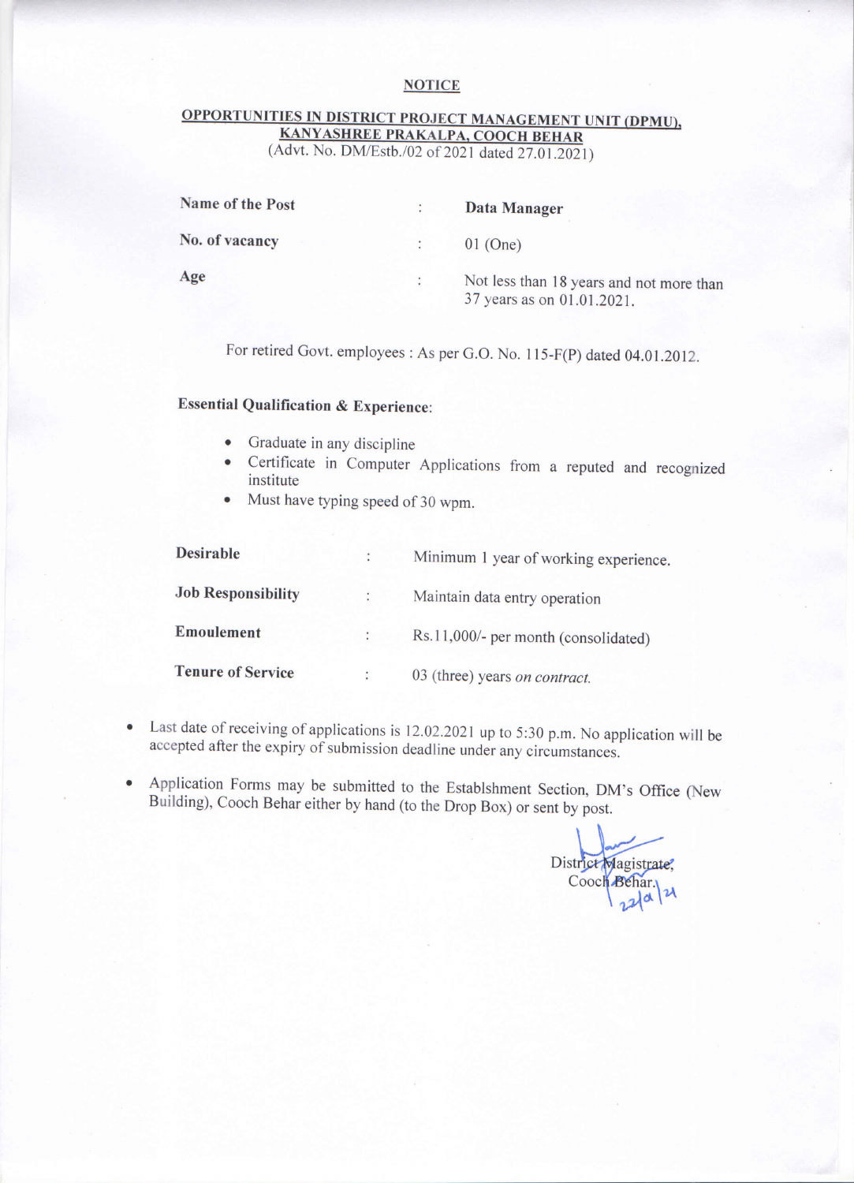# NOTICE

## OPPORTUNITIES IN DISTRICT PROJECT MANAGEMENT UNIT (DPMU), KANYASHREE PRAKALPA, COOCH BEHAR

(Advt. No. DM/Estb./02 of 2021 dated 27.01.2021)

| | | |
|---|---|---|
| **Name of the Post** | : | **Data Manager** |
| **No. of vacancy** | : | 01 (One) |
| **Age** | : | Not less than 18 years and not more than 37 years as on 01.01.2021. |

For retired Govt. employees : As per G.O. No. 115-F(P) dated 04.01.2012.

**Essential Qualification & Experience**:

- Graduate in any discipline
- Certificate in Computer Applications from a reputed and recognized institute
- Must have typing speed of 30 wpm.

| | | |
|---|---|---|
| **Desirable** | : | Minimum 1 year of working experience. |
| **Job Responsibility** | : | Maintain data entry operation |
| **Emoulement** | : | Rs.11,000/- per month (consolidated) |
| **Tenure of Service** | : | 03 (three) years *on contract.* |

- Last date of receiving of applications is 12.02.2021 up to 5:30 p.m. No application will be accepted after the expiry of submission deadline under any circumstances.
- Application Forms may be submitted to the Establshment Section, DM's Office (New Building), Cooch Behar either by hand (to the Drop Box) or sent by post.

District Magistrate,
Cooch Behar.
22/01/21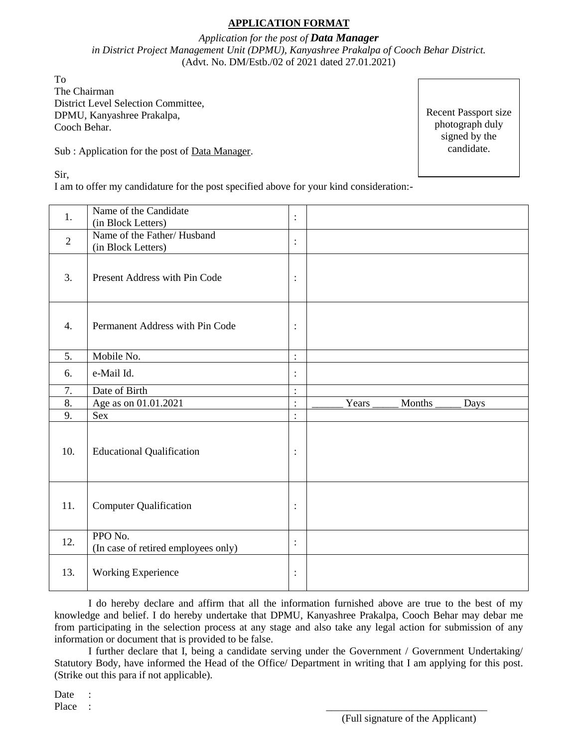**APPLICATION FORMAT**

*Application for the post of* ***Data Manager***
*in District Project Management Unit (DPMU), Kanyashree Prakalpa of Cooch Behar District.*
(Advt. No. DM/Estb./02 of 2021 dated 27.01.2021)

To
The Chairman
District Level Selection Committee,
DPMU, Kanyashree Prakalpa,
Cooch Behar.

Recent Passport size photograph duly signed by the candidate.

Sub : Application for the post of Data Manager.

Sir,
I am to offer my candidature for the post specified above for your kind consideration:-

| | | | |
|---|---|---|---|
| 1. | Name of the Candidate (in Block Letters) | : | |
| 2 | Name of the Father/ Husband (in Block Letters) | : | |
| 3. | Present Address with Pin Code | : | |
| 4. | Permanent Address with Pin Code | : | |
| 5. | Mobile No. | : | |
| 6. | e-Mail Id. | : | |
| 7. | Date of Birth | : | |
| 8. | Age as on 01.01.2021 | : | ______ Years _____ Months _____ Days |
| 9. | Sex | : | |
| 10. | Educational Qualification | : | |
| 11. | Computer Qualification | : | |
| 12. | PPO No. (In case of retired employees only) | : | |
| 13. | Working Experience | : | |

I do hereby declare and affirm that all the information furnished above are true to the best of my knowledge and belief. I do hereby undertake that DPMU, Kanyashree Prakalpa, Cooch Behar may debar me from participating in the selection process at any stage and also take any legal action for submission of any information or document that is provided to be false.

I further declare that I, being a candidate serving under the Government / Government Undertaking/ Statutory Body, have informed the Head of the Office/ Department in writing that I am applying for this post. (Strike out this para if not applicable).

Date :
Place :

________________________________
(Full signature of the Applicant)